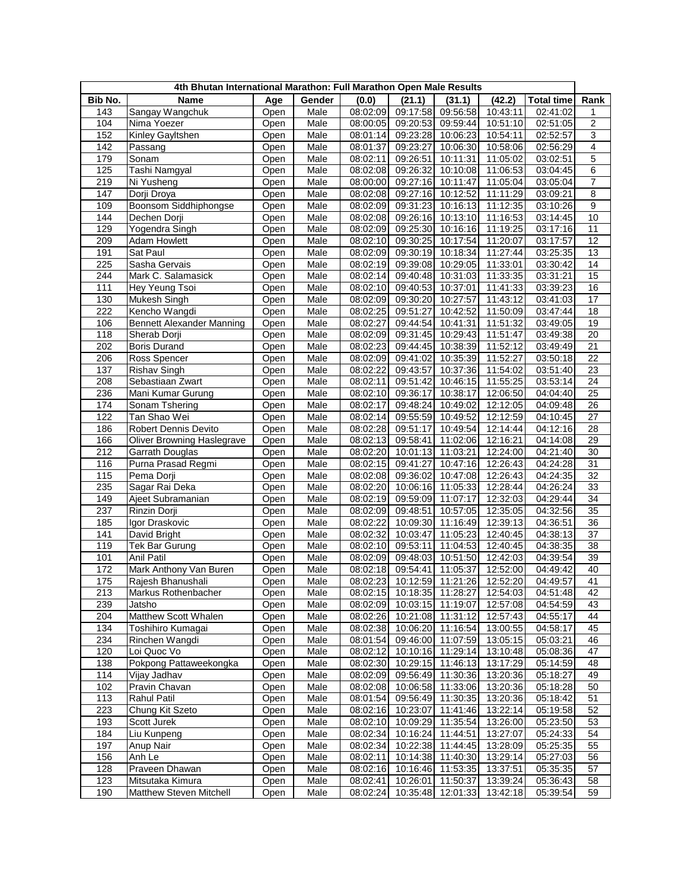| 4th Bhutan International Marathon: Full Marathon Open Male Results | | | | | | | | | |
|---|---|---|---|---|---|---|---|---|---|
| Bib No. | Name | Age | Gender | (0.0) | (21.1) | (31.1) | (42.2) | Total time | Rank |
| 143 | Sangay Wangchuk | Open | Male | 08:02:09 | 09:17:58 | 09:56:58 | 10:43:11 | 02:41:02 | 1 |
| 104 | Nima Yoezer | Open | Male | 08:00:05 | 09:20:53 | 09:59:44 | 10:51:10 | 02:51:05 | 2 |
| 152 | Kinley Gayltshen | Open | Male | 08:01:14 | 09:23:28 | 10:06:23 | 10:54:11 | 02:52:57 | 3 |
| 142 | Passang | Open | Male | 08:01:37 | 09:23:27 | 10:06:30 | 10:58:06 | 02:56:29 | 4 |
| 179 | Sonam | Open | Male | 08:02:11 | 09:26:51 | 10:11:31 | 11:05:02 | 03:02:51 | 5 |
| 125 | Tashi Namgyal | Open | Male | 08:02:08 | 09:26:32 | 10:10:08 | 11:06:53 | 03:04:45 | 6 |
| 219 | Ni Yusheng | Open | Male | 08:00:00 | 09:27:16 | 10:11:47 | 11:05:04 | 03:05:04 | 7 |
| 147 | Dorji Droya | Open | Male | 08:02:08 | 09:27:16 | 10:12:52 | 11:11:29 | 03:09:21 | 8 |
| 109 | Boonsom Siddhiphongse | Open | Male | 08:02:09 | 09:31:23 | 10:16:13 | 11:12:35 | 03:10:26 | 9 |
| 144 | Dechen Dorji | Open | Male | 08:02:08 | 09:26:16 | 10:13:10 | 11:16:53 | 03:14:45 | 10 |
| 129 | Yogendra Singh | Open | Male | 08:02:09 | 09:25:30 | 10:16:16 | 11:19:25 | 03:17:16 | 11 |
| 209 | Adam Howlett | Open | Male | 08:02:10 | 09:30:25 | 10:17:54 | 11:20:07 | 03:17:57 | 12 |
| 191 | Sat Paul | Open | Male | 08:02:09 | 09:30:19 | 10:18:34 | 11:27:44 | 03:25:35 | 13 |
| 225 | Sasha Gervais | Open | Male | 08:02:19 | 09:39:08 | 10:29:05 | 11:33:01 | 03:30:42 | 14 |
| 244 | Mark C. Salamasick | Open | Male | 08:02:14 | 09:40:48 | 10:31:03 | 11:33:35 | 03:31:21 | 15 |
| 111 | Hey Yeung Tsoi | Open | Male | 08:02:10 | 09:40:53 | 10:37:01 | 11:41:33 | 03:39:23 | 16 |
| 130 | Mukesh Singh | Open | Male | 08:02:09 | 09:30:20 | 10:27:57 | 11:43:12 | 03:41:03 | 17 |
| 222 | Kencho Wangdi | Open | Male | 08:02:25 | 09:51:27 | 10:42:52 | 11:50:09 | 03:47:44 | 18 |
| 106 | Bennett Alexander Manning | Open | Male | 08:02:27 | 09:44:54 | 10:41:31 | 11:51:32 | 03:49:05 | 19 |
| 118 | Sherab Dorji | Open | Male | 08:02:09 | 09:31:45 | 10:29:43 | 11:51:47 | 03:49:38 | 20 |
| 202 | Boris Durand | Open | Male | 08:02:23 | 09:44:45 | 10:38:39 | 11:52:12 | 03:49:49 | 21 |
| 206 | Ross Spencer | Open | Male | 08:02:09 | 09:41:02 | 10:35:39 | 11:52:27 | 03:50:18 | 22 |
| 137 | Rishav Singh | Open | Male | 08:02:22 | 09:43:57 | 10:37:36 | 11:54:02 | 03:51:40 | 23 |
| 208 | Sebastiaan Zwart | Open | Male | 08:02:11 | 09:51:42 | 10:46:15 | 11:55:25 | 03:53:14 | 24 |
| 236 | Mani Kumar Gurung | Open | Male | 08:02:10 | 09:36:17 | 10:38:17 | 12:06:50 | 04:04:40 | 25 |
| 174 | Sonam Tshering | Open | Male | 08:02:17 | 09:48:24 | 10:49:02 | 12:12:05 | 04:09:48 | 26 |
| 122 | Tan Shao Wei | Open | Male | 08:02:14 | 09:55:59 | 10:49:52 | 12:12:59 | 04:10:45 | 27 |
| 186 | Robert Dennis Devito | Open | Male | 08:02:28 | 09:51:17 | 10:49:54 | 12:14:44 | 04:12:16 | 28 |
| 166 | Oliver Browning Haslegrave | Open | Male | 08:02:13 | 09:58:41 | 11:02:06 | 12:16:21 | 04:14:08 | 29 |
| 212 | Garrath Douglas | Open | Male | 08:02:20 | 10:01:13 | 11:03:21 | 12:24:00 | 04:21:40 | 30 |
| 116 | Purna Prasad Regmi | Open | Male | 08:02:15 | 09:41:27 | 10:47:16 | 12:26:43 | 04:24:28 | 31 |
| 115 | Pema Dorji | Open | Male | 08:02:08 | 09:36:02 | 10:47:08 | 12:26:43 | 04:24:35 | 32 |
| 235 | Sagar Rai Deka | Open | Male | 08:02:20 | 10:06:16 | 11:05:33 | 12:28:44 | 04:26:24 | 33 |
| 149 | Ajeet Subramanian | Open | Male | 08:02:19 | 09:59:09 | 11:07:17 | 12:32:03 | 04:29:44 | 34 |
| 237 | Rinzin Dorji | Open | Male | 08:02:09 | 09:48:51 | 10:57:05 | 12:35:05 | 04:32:56 | 35 |
| 185 | Igor Draskovic | Open | Male | 08:02:22 | 10:09:30 | 11:16:49 | 12:39:13 | 04:36:51 | 36 |
| 141 | David Bright | Open | Male | 08:02:32 | 10:03:47 | 11:05:23 | 12:40:45 | 04:38:13 | 37 |
| 119 | Tek Bar Gurung | Open | Male | 08:02:10 | 09:53:11 | 11:04:53 | 12:40:45 | 04:38:35 | 38 |
| 101 | Anil Patil | Open | Male | 08:02:09 | 09:48:03 | 10:51:50 | 12:42:03 | 04:39:54 | 39 |
| 172 | Mark Anthony Van Buren | Open | Male | 08:02:18 | 09:54:41 | 11:05:37 | 12:52:00 | 04:49:42 | 40 |
| 175 | Rajesh Bhanushali | Open | Male | 08:02:23 | 10:12:59 | 11:21:26 | 12:52:20 | 04:49:57 | 41 |
| 213 | Markus Rothenbacher | Open | Male | 08:02:15 | 10:18:35 | 11:28:27 | 12:54:03 | 04:51:48 | 42 |
| 239 | Jatsho | Open | Male | 08:02:09 | 10:03:15 | 11:19:07 | 12:57:08 | 04:54:59 | 43 |
| 204 | Matthew Scott Whalen | Open | Male | 08:02:26 | 10:21:08 | 11:31:12 | 12:57:43 | 04:55:17 | 44 |
| 134 | Toshihiro Kumagai | Open | Male | 08:02:38 | 10:06:20 | 11:16:54 | 13:00:55 | 04:58:17 | 45 |
| 234 | Rinchen Wangdi | Open | Male | 08:01:54 | 09:46:00 | 11:07:59 | 13:05:15 | 05:03:21 | 46 |
| 120 | Loi Quoc Vo | Open | Male | 08:02:12 | 10:10:16 | 11:29:14 | 13:10:48 | 05:08:36 | 47 |
| 138 | Pokpong Pattaweekongka | Open | Male | 08:02:30 | 10:29:15 | 11:46:13 | 13:17:29 | 05:14:59 | 48 |
| 114 | Vijay Jadhav | Open | Male | 08:02:09 | 09:56:49 | 11:30:36 | 13:20:36 | 05:18:27 | 49 |
| 102 | Pravin Chavan | Open | Male | 08:02:08 | 10:06:58 | 11:33:06 | 13:20:36 | 05:18:28 | 50 |
| 113 | Rahul Patil | Open | Male | 08:01:54 | 09:56:49 | 11:30:35 | 13:20:36 | 05:18:42 | 51 |
| 223 | Chung Kit Szeto | Open | Male | 08:02:16 | 10:23:07 | 11:41:46 | 13:22:14 | 05:19:58 | 52 |
| 193 | Scott Jurek | Open | Male | 08:02:10 | 10:09:29 | 11:35:54 | 13:26:00 | 05:23:50 | 53 |
| 184 | Liu Kunpeng | Open | Male | 08:02:34 | 10:16:24 | 11:44:51 | 13:27:07 | 05:24:33 | 54 |
| 197 | Anup Nair | Open | Male | 08:02:34 | 10:22:38 | 11:44:45 | 13:28:09 | 05:25:35 | 55 |
| 156 | Anh Le | Open | Male | 08:02:11 | 10:14:38 | 11:40:30 | 13:29:14 | 05:27:03 | 56 |
| 128 | Praveen Dhawan | Open | Male | 08:02:16 | 10:16:46 | 11:53:35 | 13:37:51 | 05:35:35 | 57 |
| 123 | Mitsutaka Kimura | Open | Male | 08:02:41 | 10:26:01 | 11:50:37 | 13:39:24 | 05:36:43 | 58 |
| 190 | Matthew Steven Mitchell | Open | Male | 08:02:24 | 10:35:48 | 12:01:33 | 13:42:18 | 05:39:54 | 59 |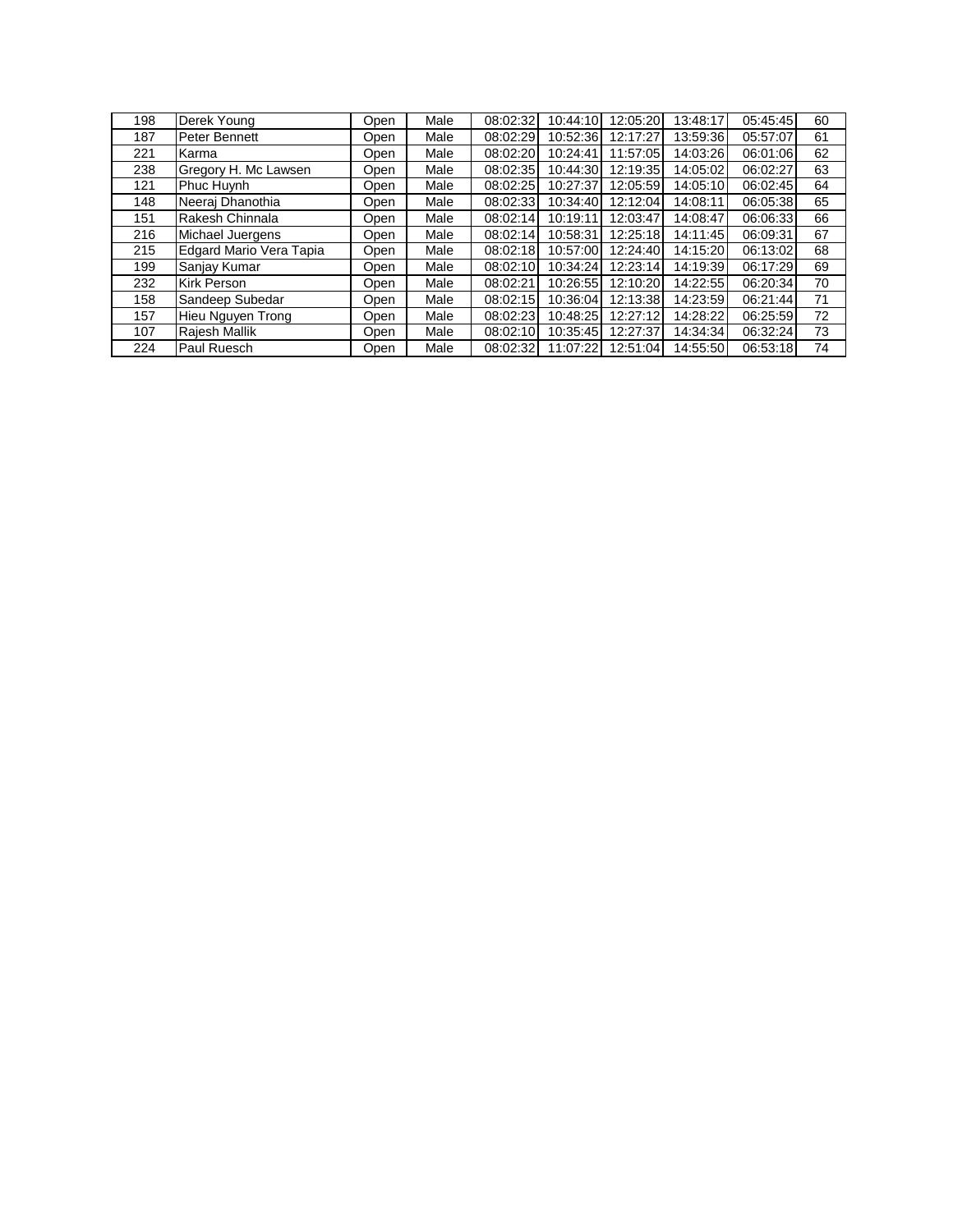| | | | | | | | | | |
|---|---|---|---|---|---|---|---|---|---|
| 198 | Derek Young | Open | Male | 08:02:32 | 10:44:10 | 12:05:20 | 13:48:17 | 05:45:45 | 60 |
| 187 | Peter Bennett | Open | Male | 08:02:29 | 10:52:36 | 12:17:27 | 13:59:36 | 05:57:07 | 61 |
| 221 | Karma | Open | Male | 08:02:20 | 10:24:41 | 11:57:05 | 14:03:26 | 06:01:06 | 62 |
| 238 | Gregory H. Mc Lawsen | Open | Male | 08:02:35 | 10:44:30 | 12:19:35 | 14:05:02 | 06:02:27 | 63 |
| 121 | Phuc Huynh | Open | Male | 08:02:25 | 10:27:37 | 12:05:59 | 14:05:10 | 06:02:45 | 64 |
| 148 | Neeraj Dhanothia | Open | Male | 08:02:33 | 10:34:40 | 12:12:04 | 14:08:11 | 06:05:38 | 65 |
| 151 | Rakesh Chinnala | Open | Male | 08:02:14 | 10:19:11 | 12:03:47 | 14:08:47 | 06:06:33 | 66 |
| 216 | Michael Juergens | Open | Male | 08:02:14 | 10:58:31 | 12:25:18 | 14:11:45 | 06:09:31 | 67 |
| 215 | Edgard Mario Vera Tapia | Open | Male | 08:02:18 | 10:57:00 | 12:24:40 | 14:15:20 | 06:13:02 | 68 |
| 199 | Sanjay Kumar | Open | Male | 08:02:10 | 10:34:24 | 12:23:14 | 14:19:39 | 06:17:29 | 69 |
| 232 | Kirk Person | Open | Male | 08:02:21 | 10:26:55 | 12:10:20 | 14:22:55 | 06:20:34 | 70 |
| 158 | Sandeep Subedar | Open | Male | 08:02:15 | 10:36:04 | 12:13:38 | 14:23:59 | 06:21:44 | 71 |
| 157 | Hieu Nguyen Trong | Open | Male | 08:02:23 | 10:48:25 | 12:27:12 | 14:28:22 | 06:25:59 | 72 |
| 107 | Rajesh Mallik | Open | Male | 08:02:10 | 10:35:45 | 12:27:37 | 14:34:34 | 06:32:24 | 73 |
| 224 | Paul Ruesch | Open | Male | 08:02:32 | 11:07:22 | 12:51:04 | 14:55:50 | 06:53:18 | 74 |